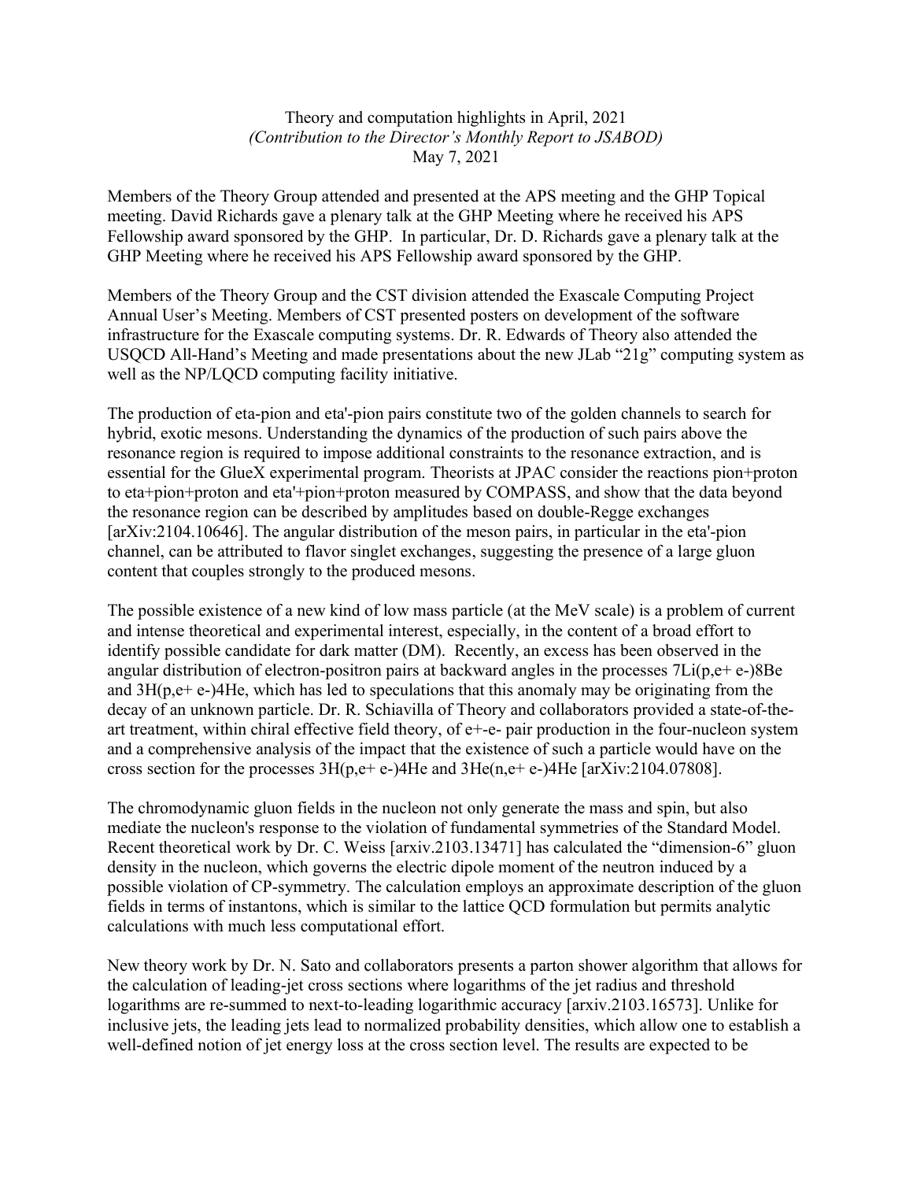Theory and computation highlights in April, 2021
*(Contribution to the Director's Monthly Report to JSABOD)*
May 7, 2021

Members of the Theory Group attended and presented at the APS meeting and the GHP Topical meeting. David Richards gave a plenary talk at the GHP Meeting where he received his APS Fellowship award sponsored by the GHP. In particular, Dr. D. Richards gave a plenary talk at the GHP Meeting where he received his APS Fellowship award sponsored by the GHP.

Members of the Theory Group and the CST division attended the Exascale Computing Project Annual User's Meeting. Members of CST presented posters on development of the software infrastructure for the Exascale computing systems. Dr. R. Edwards of Theory also attended the USQCD All-Hand's Meeting and made presentations about the new JLab "21g" computing system as well as the NP/LQCD computing facility initiative.

The production of eta-pion and eta'-pion pairs constitute two of the golden channels to search for hybrid, exotic mesons. Understanding the dynamics of the production of such pairs above the resonance region is required to impose additional constraints to the resonance extraction, and is essential for the GlueX experimental program. Theorists at JPAC consider the reactions pion+proton to eta+pion+proton and eta'+pion+proton measured by COMPASS, and show that the data beyond the resonance region can be described by amplitudes based on double-Regge exchanges [arXiv:2104.10646]. The angular distribution of the meson pairs, in particular in the eta'-pion channel, can be attributed to flavor singlet exchanges, suggesting the presence of a large gluon content that couples strongly to the produced mesons.

The possible existence of a new kind of low mass particle (at the MeV scale) is a problem of current and intense theoretical and experimental interest, especially, in the content of a broad effort to identify possible candidate for dark matter (DM). Recently, an excess has been observed in the angular distribution of electron-positron pairs at backward angles in the processes 7Li(p,e+ e-)8Be and 3H(p,e+ e-)4He, which has led to speculations that this anomaly may be originating from the decay of an unknown particle. Dr. R. Schiavilla of Theory and collaborators provided a state-of-the-art treatment, within chiral effective field theory, of e+-e- pair production in the four-nucleon system and a comprehensive analysis of the impact that the existence of such a particle would have on the cross section for the processes 3H(p,e+ e-)4He and 3He(n,e+ e-)4He [arXiv:2104.07808].

The chromodynamic gluon fields in the nucleon not only generate the mass and spin, but also mediate the nucleon's response to the violation of fundamental symmetries of the Standard Model. Recent theoretical work by Dr. C. Weiss [arxiv.2103.13471] has calculated the "dimension-6" gluon density in the nucleon, which governs the electric dipole moment of the neutron induced by a possible violation of CP-symmetry. The calculation employs an approximate description of the gluon fields in terms of instantons, which is similar to the lattice QCD formulation but permits analytic calculations with much less computational effort.

New theory work by Dr. N. Sato and collaborators presents a parton shower algorithm that allows for the calculation of leading-jet cross sections where logarithms of the jet radius and threshold logarithms are re-summed to next-to-leading logarithmic accuracy [arxiv.2103.16573]. Unlike for inclusive jets, the leading jets lead to normalized probability densities, which allow one to establish a well-defined notion of jet energy loss at the cross section level. The results are expected to be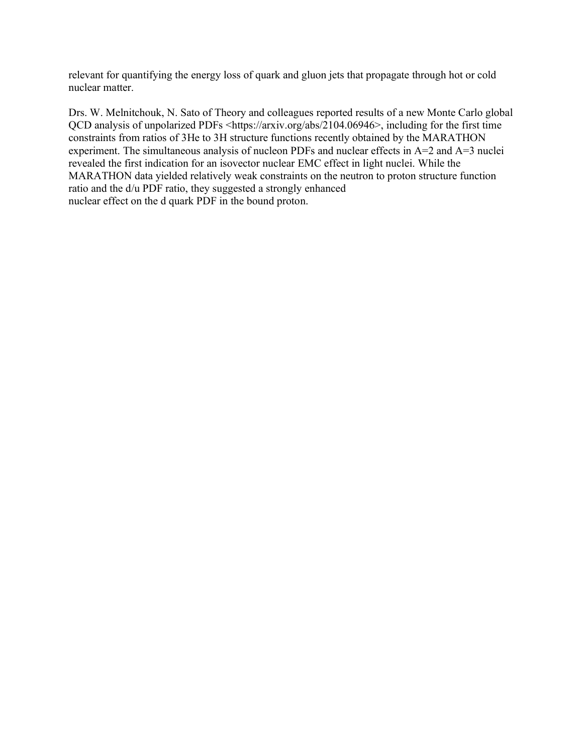relevant for quantifying the energy loss of quark and gluon jets that propagate through hot or cold nuclear matter.

Drs. W. Melnitchouk, N. Sato of Theory and colleagues reported results of a new Monte Carlo global QCD analysis of unpolarized PDFs <https://arxiv.org/abs/2104.06946>, including for the first time constraints from ratios of 3He to 3H structure functions recently obtained by the MARATHON experiment. The simultaneous analysis of nucleon PDFs and nuclear effects in A=2 and A=3 nuclei revealed the first indication for an isovector nuclear EMC effect in light nuclei. While the MARATHON data yielded relatively weak constraints on the neutron to proton structure function ratio and the d/u PDF ratio, they suggested a strongly enhanced nuclear effect on the d quark PDF in the bound proton.